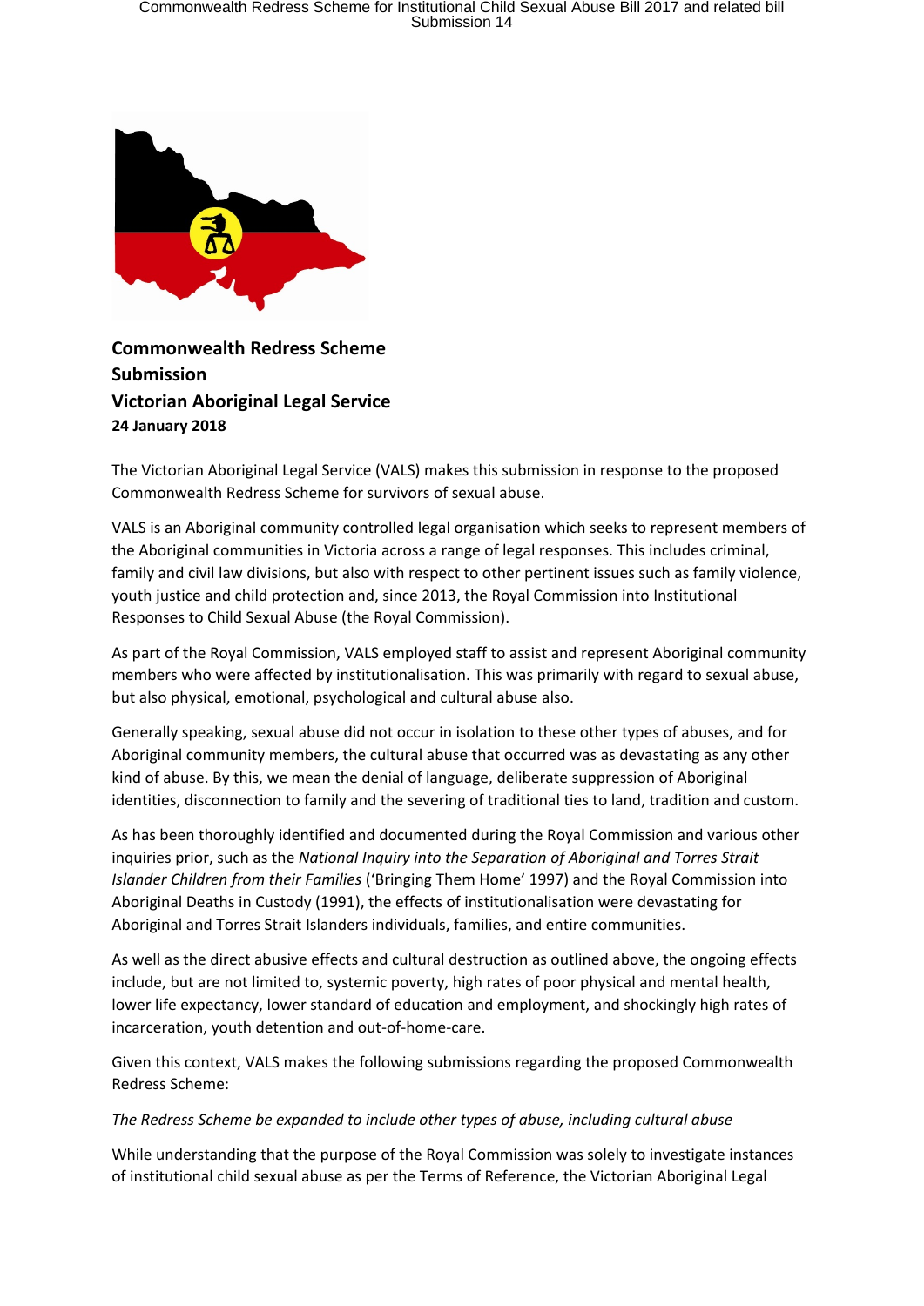**Commonwealth Redress Scheme Submission**
**Victorian Aboriginal Legal Service**
**24 January 2018**

The Victorian Aboriginal Legal Service (VALS) makes this submission in response to the proposed Commonwealth Redress Scheme for survivors of sexual abuse.

VALS is an Aboriginal community controlled legal organisation which seeks to represent members of the Aboriginal communities in Victoria across a range of legal responses. This includes criminal, family and civil law divisions, but also with respect to other pertinent issues such as family violence, youth justice and child protection and, since 2013, the Royal Commission into Institutional Responses to Child Sexual Abuse (the Royal Commission).

As part of the Royal Commission, VALS employed staff to assist and represent Aboriginal community members who were affected by institutionalisation. This was primarily with regard to sexual abuse, but also physical, emotional, psychological and cultural abuse also.

Generally speaking, sexual abuse did not occur in isolation to these other types of abuses, and for Aboriginal community members, the cultural abuse that occurred was as devastating as any other kind of abuse. By this, we mean the denial of language, deliberate suppression of Aboriginal identities, disconnection to family and the severing of traditional ties to land, tradition and custom.

As has been thoroughly identified and documented during the Royal Commission and various other inquiries prior, such as the *National Inquiry into the Separation of Aboriginal and Torres Strait Islander Children from their Families* ('Bringing Them Home' 1997) and the Royal Commission into Aboriginal Deaths in Custody (1991), the effects of institutionalisation were devastating for Aboriginal and Torres Strait Islanders individuals, families, and entire communities.

As well as the direct abusive effects and cultural destruction as outlined above, the ongoing effects include, but are not limited to, systemic poverty, high rates of poor physical and mental health, lower life expectancy, lower standard of education and employment, and shockingly high rates of incarceration, youth detention and out-of-home-care.

Given this context, VALS makes the following submissions regarding the proposed Commonwealth Redress Scheme:

*The Redress Scheme be expanded to include other types of abuse, including cultural abuse*

While understanding that the purpose of the Royal Commission was solely to investigate instances of institutional child sexual abuse as per the Terms of Reference, the Victorian Aboriginal Legal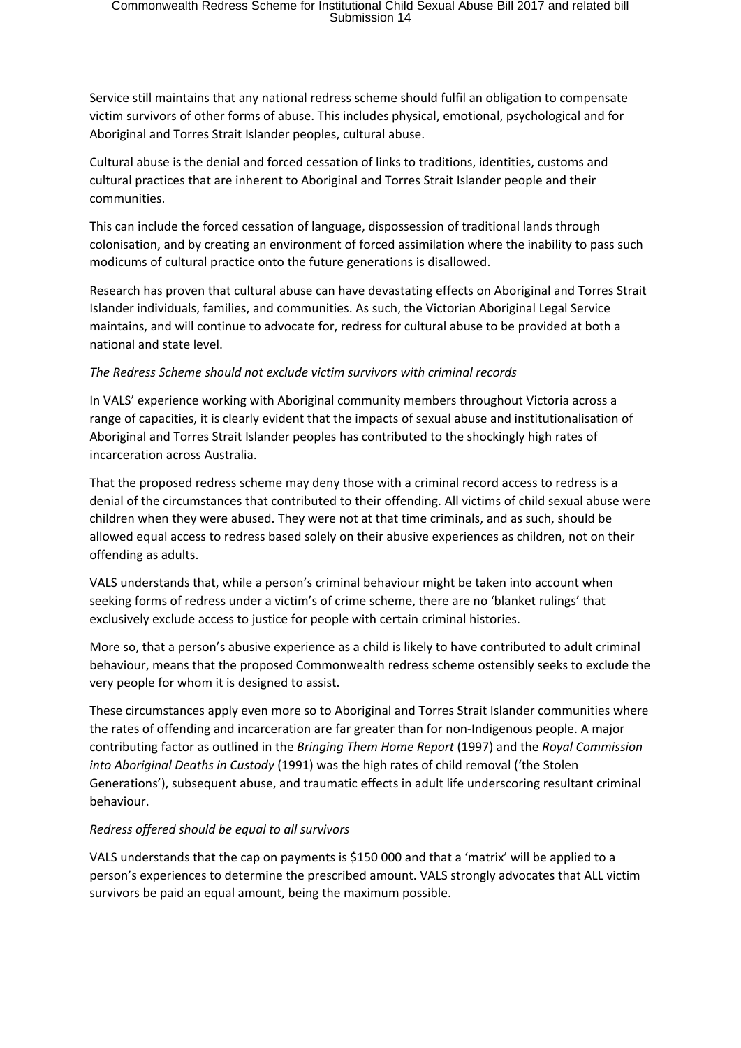Service still maintains that any national redress scheme should fulfil an obligation to compensate victim survivors of other forms of abuse. This includes physical, emotional, psychological and for Aboriginal and Torres Strait Islander peoples, cultural abuse.

Cultural abuse is the denial and forced cessation of links to traditions, identities, customs and cultural practices that are inherent to Aboriginal and Torres Strait Islander people and their communities.

This can include the forced cessation of language, dispossession of traditional lands through colonisation, and by creating an environment of forced assimilation where the inability to pass such modicums of cultural practice onto the future generations is disallowed.

Research has proven that cultural abuse can have devastating effects on Aboriginal and Torres Strait Islander individuals, families, and communities. As such, the Victorian Aboriginal Legal Service maintains, and will continue to advocate for, redress for cultural abuse to be provided at both a national and state level.

*The Redress Scheme should not exclude victim survivors with criminal records*

In VALS' experience working with Aboriginal community members throughout Victoria across a range of capacities, it is clearly evident that the impacts of sexual abuse and institutionalisation of Aboriginal and Torres Strait Islander peoples has contributed to the shockingly high rates of incarceration across Australia.

That the proposed redress scheme may deny those with a criminal record access to redress is a denial of the circumstances that contributed to their offending. All victims of child sexual abuse were children when they were abused. They were not at that time criminals, and as such, should be allowed equal access to redress based solely on their abusive experiences as children, not on their offending as adults.

VALS understands that, while a person's criminal behaviour might be taken into account when seeking forms of redress under a victim's of crime scheme, there are no 'blanket rulings' that exclusively exclude access to justice for people with certain criminal histories.

More so, that a person's abusive experience as a child is likely to have contributed to adult criminal behaviour, means that the proposed Commonwealth redress scheme ostensibly seeks to exclude the very people for whom it is designed to assist.

These circumstances apply even more so to Aboriginal and Torres Strait Islander communities where the rates of offending and incarceration are far greater than for non-Indigenous people. A major contributing factor as outlined in the *Bringing Them Home Report* (1997) and the *Royal Commission into Aboriginal Deaths in Custody* (1991) was the high rates of child removal ('the Stolen Generations'), subsequent abuse, and traumatic effects in adult life underscoring resultant criminal behaviour.

*Redress offered should be equal to all survivors*

VALS understands that the cap on payments is $150 000 and that a 'matrix' will be applied to a person's experiences to determine the prescribed amount. VALS strongly advocates that ALL victim survivors be paid an equal amount, being the maximum possible.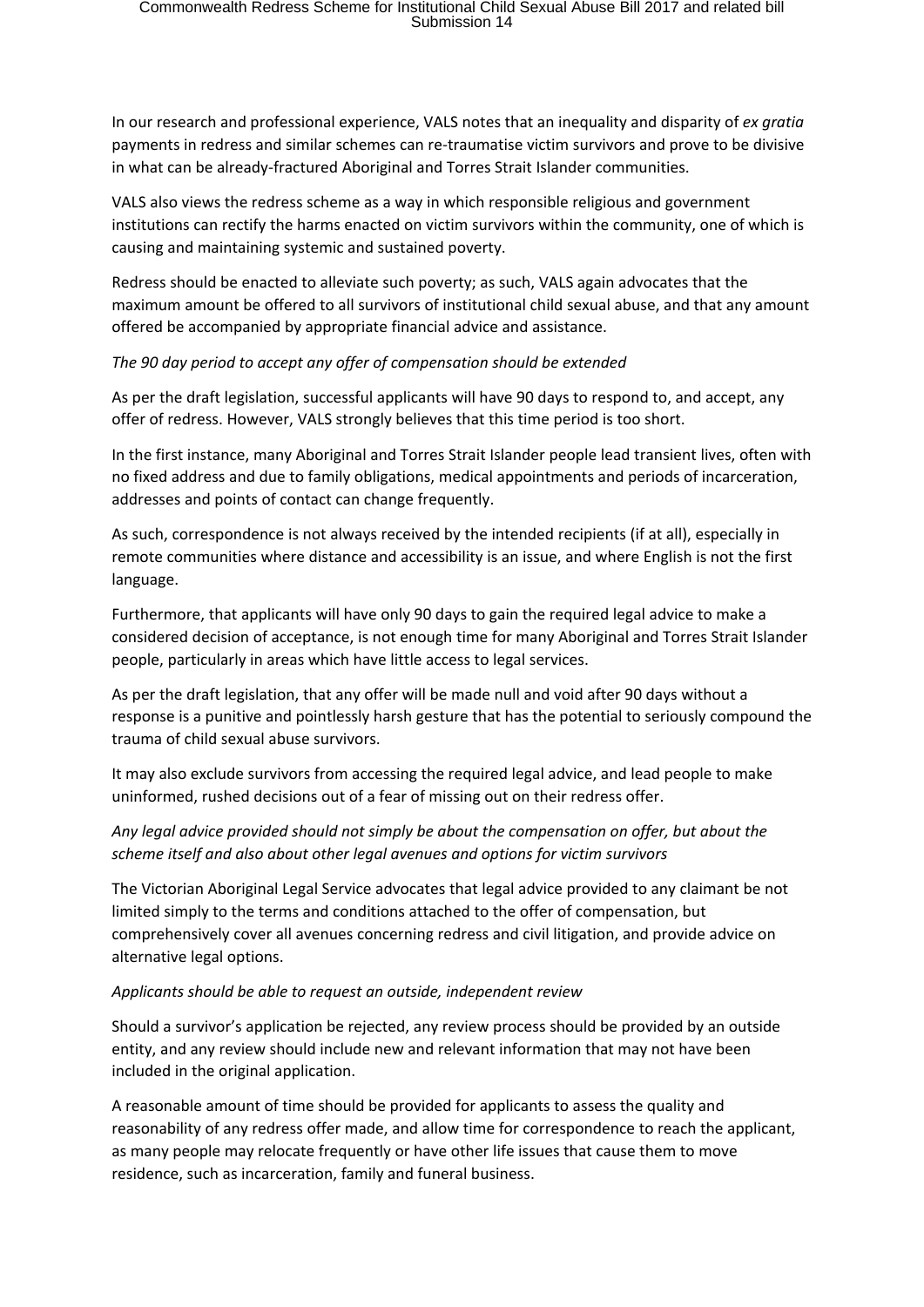In our research and professional experience, VALS notes that an inequality and disparity of *ex gratia* payments in redress and similar schemes can re-traumatise victim survivors and prove to be divisive in what can be already-fractured Aboriginal and Torres Strait Islander communities.

VALS also views the redress scheme as a way in which responsible religious and government institutions can rectify the harms enacted on victim survivors within the community, one of which is causing and maintaining systemic and sustained poverty.

Redress should be enacted to alleviate such poverty; as such, VALS again advocates that the maximum amount be offered to all survivors of institutional child sexual abuse, and that any amount offered be accompanied by appropriate financial advice and assistance.

*The 90 day period to accept any offer of compensation should be extended*

As per the draft legislation, successful applicants will have 90 days to respond to, and accept, any offer of redress. However, VALS strongly believes that this time period is too short.

In the first instance, many Aboriginal and Torres Strait Islander people lead transient lives, often with no fixed address and due to family obligations, medical appointments and periods of incarceration, addresses and points of contact can change frequently.

As such, correspondence is not always received by the intended recipients (if at all), especially in remote communities where distance and accessibility is an issue, and where English is not the first language.

Furthermore, that applicants will have only 90 days to gain the required legal advice to make a considered decision of acceptance, is not enough time for many Aboriginal and Torres Strait Islander people, particularly in areas which have little access to legal services.

As per the draft legislation, that any offer will be made null and void after 90 days without a response is a punitive and pointlessly harsh gesture that has the potential to seriously compound the trauma of child sexual abuse survivors.

It may also exclude survivors from accessing the required legal advice, and lead people to make uninformed, rushed decisions out of a fear of missing out on their redress offer.

*Any legal advice provided should not simply be about the compensation on offer, but about the scheme itself and also about other legal avenues and options for victim survivors*

The Victorian Aboriginal Legal Service advocates that legal advice provided to any claimant be not limited simply to the terms and conditions attached to the offer of compensation, but comprehensively cover all avenues concerning redress and civil litigation, and provide advice on alternative legal options.

*Applicants should be able to request an outside, independent review*

Should a survivor's application be rejected, any review process should be provided by an outside entity, and any review should include new and relevant information that may not have been included in the original application.

A reasonable amount of time should be provided for applicants to assess the quality and reasonability of any redress offer made, and allow time for correspondence to reach the applicant, as many people may relocate frequently or have other life issues that cause them to move residence, such as incarceration, family and funeral business.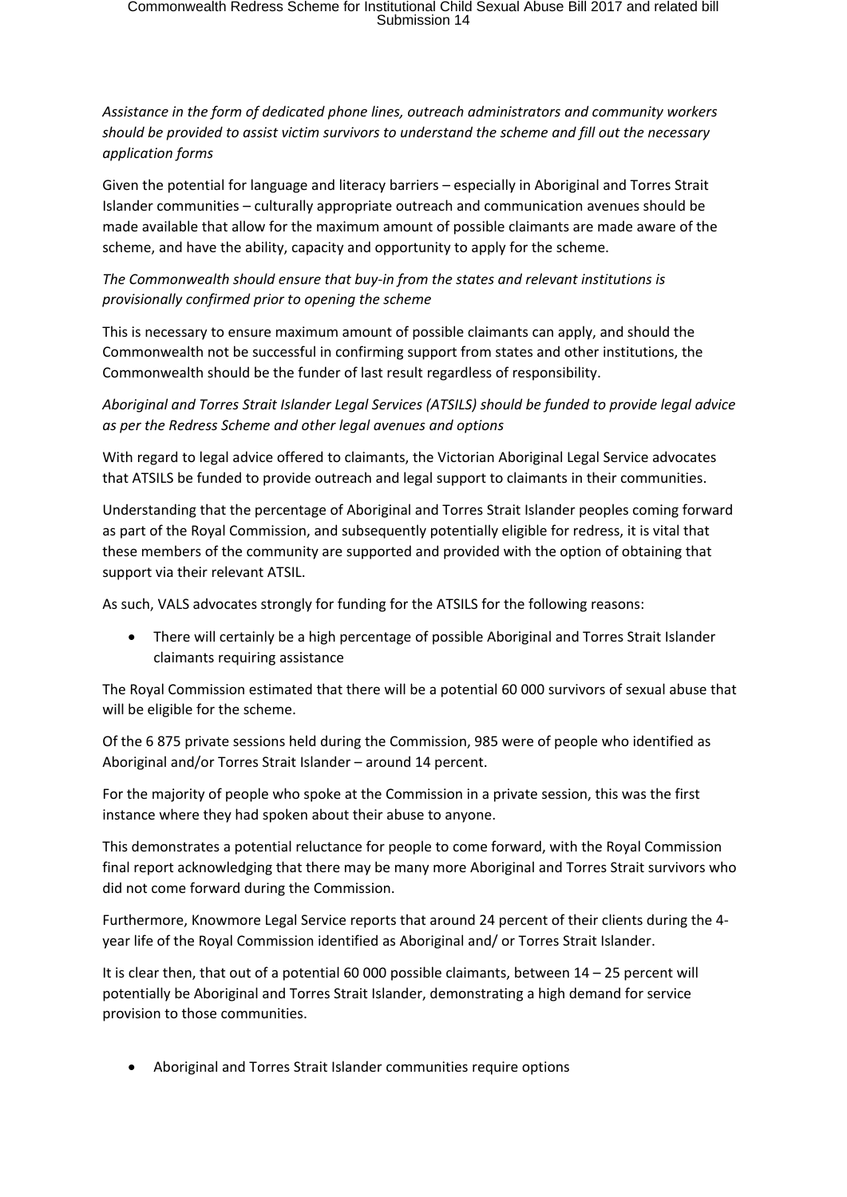*Assistance in the form of dedicated phone lines, outreach administrators and community workers should be provided to assist victim survivors to understand the scheme and fill out the necessary application forms*

Given the potential for language and literacy barriers – especially in Aboriginal and Torres Strait Islander communities – culturally appropriate outreach and communication avenues should be made available that allow for the maximum amount of possible claimants are made aware of the scheme, and have the ability, capacity and opportunity to apply for the scheme.

*The Commonwealth should ensure that buy-in from the states and relevant institutions is provisionally confirmed prior to opening the scheme*

This is necessary to ensure maximum amount of possible claimants can apply, and should the Commonwealth not be successful in confirming support from states and other institutions, the Commonwealth should be the funder of last result regardless of responsibility.

*Aboriginal and Torres Strait Islander Legal Services (ATSILS) should be funded to provide legal advice as per the Redress Scheme and other legal avenues and options*

With regard to legal advice offered to claimants, the Victorian Aboriginal Legal Service advocates that ATSILS be funded to provide outreach and legal support to claimants in their communities.

Understanding that the percentage of Aboriginal and Torres Strait Islander peoples coming forward as part of the Royal Commission, and subsequently potentially eligible for redress, it is vital that these members of the community are supported and provided with the option of obtaining that support via their relevant ATSIL.

As such, VALS advocates strongly for funding for the ATSILS for the following reasons:

- There will certainly be a high percentage of possible Aboriginal and Torres Strait Islander claimants requiring assistance

The Royal Commission estimated that there will be a potential 60 000 survivors of sexual abuse that will be eligible for the scheme.

Of the 6 875 private sessions held during the Commission, 985 were of people who identified as Aboriginal and/or Torres Strait Islander – around 14 percent.

For the majority of people who spoke at the Commission in a private session, this was the first instance where they had spoken about their abuse to anyone.

This demonstrates a potential reluctance for people to come forward, with the Royal Commission final report acknowledging that there may be many more Aboriginal and Torres Strait survivors who did not come forward during the Commission.

Furthermore, Knowmore Legal Service reports that around 24 percent of their clients during the 4-year life of the Royal Commission identified as Aboriginal and/ or Torres Strait Islander.

It is clear then, that out of a potential 60 000 possible claimants, between 14 – 25 percent will potentially be Aboriginal and Torres Strait Islander, demonstrating a high demand for service provision to those communities.

- Aboriginal and Torres Strait Islander communities require options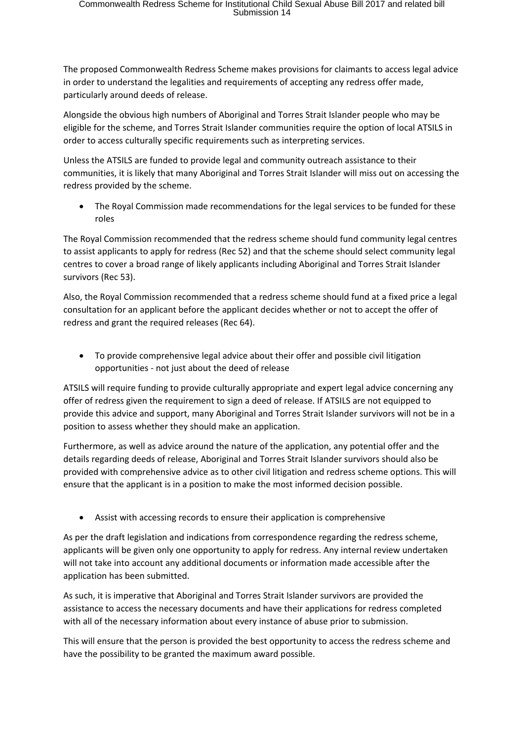The proposed Commonwealth Redress Scheme makes provisions for claimants to access legal advice in order to understand the legalities and requirements of accepting any redress offer made, particularly around deeds of release.

Alongside the obvious high numbers of Aboriginal and Torres Strait Islander people who may be eligible for the scheme, and Torres Strait Islander communities require the option of local ATSILS in order to access culturally specific requirements such as interpreting services.

Unless the ATSILS are funded to provide legal and community outreach assistance to their communities, it is likely that many Aboriginal and Torres Strait Islander will miss out on accessing the redress provided by the scheme.

- The Royal Commission made recommendations for the legal services to be funded for these roles

The Royal Commission recommended that the redress scheme should fund community legal centres to assist applicants to apply for redress (Rec 52) and that the scheme should select community legal centres to cover a broad range of likely applicants including Aboriginal and Torres Strait Islander survivors (Rec 53).

Also, the Royal Commission recommended that a redress scheme should fund at a fixed price a legal consultation for an applicant before the applicant decides whether or not to accept the offer of redress and grant the required releases (Rec 64).

- To provide comprehensive legal advice about their offer and possible civil litigation opportunities - not just about the deed of release

ATSILS will require funding to provide culturally appropriate and expert legal advice concerning any offer of redress given the requirement to sign a deed of release. If ATSILS are not equipped to provide this advice and support, many Aboriginal and Torres Strait Islander survivors will not be in a position to assess whether they should make an application.

Furthermore, as well as advice around the nature of the application, any potential offer and the details regarding deeds of release, Aboriginal and Torres Strait Islander survivors should also be provided with comprehensive advice as to other civil litigation and redress scheme options. This will ensure that the applicant is in a position to make the most informed decision possible.

- Assist with accessing records to ensure their application is comprehensive

As per the draft legislation and indications from correspondence regarding the redress scheme, applicants will be given only one opportunity to apply for redress. Any internal review undertaken will not take into account any additional documents or information made accessible after the application has been submitted.

As such, it is imperative that Aboriginal and Torres Strait Islander survivors are provided the assistance to access the necessary documents and have their applications for redress completed with all of the necessary information about every instance of abuse prior to submission.

This will ensure that the person is provided the best opportunity to access the redress scheme and have the possibility to be granted the maximum award possible.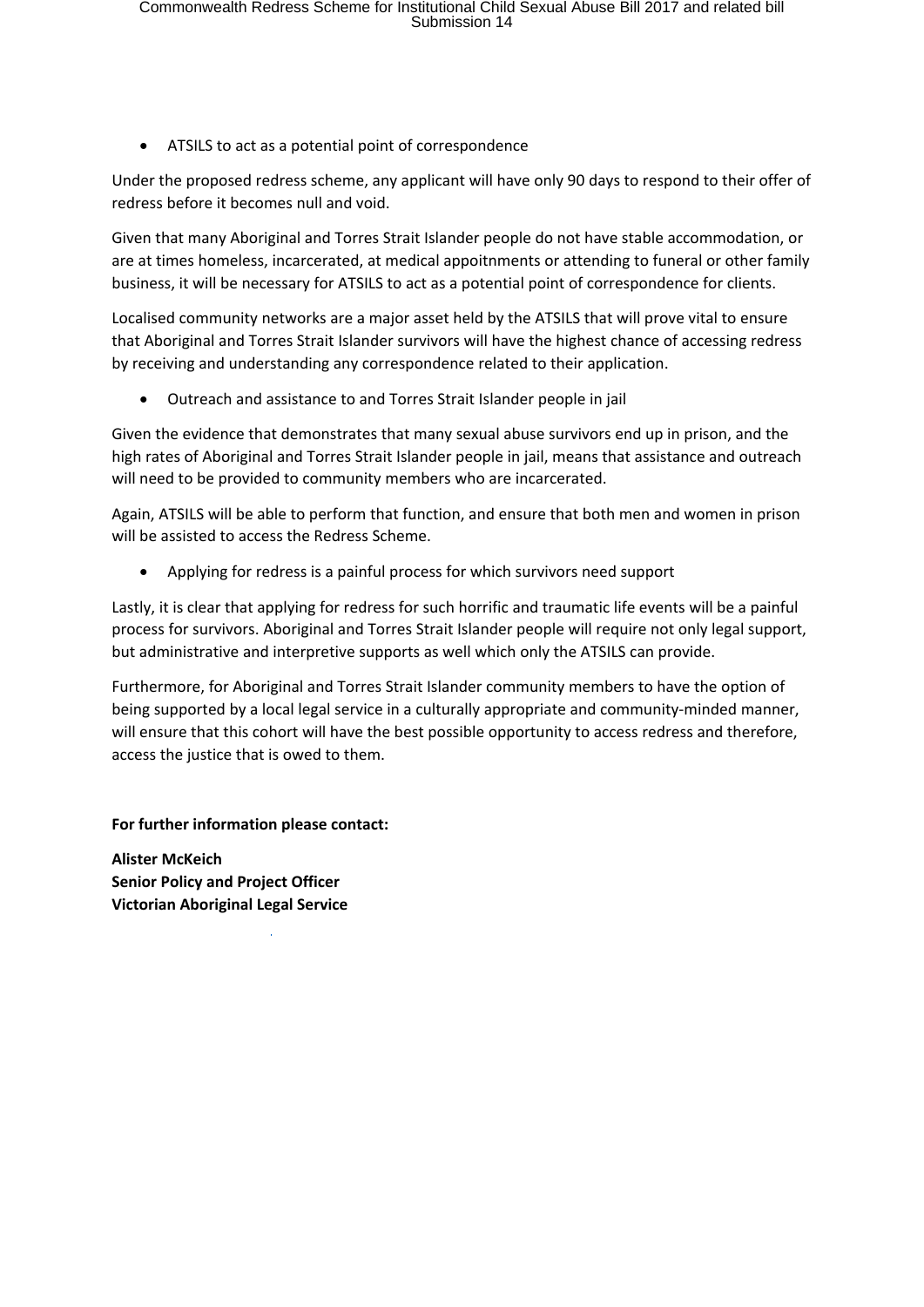- ATSILS to act as a potential point of correspondence

Under the proposed redress scheme, any applicant will have only 90 days to respond to their offer of redress before it becomes null and void.

Given that many Aboriginal and Torres Strait Islander people do not have stable accommodation, or are at times homeless, incarcerated, at medical appoitnments or attending to funeral or other family business, it will be necessary for ATSILS to act as a potential point of correspondence for clients.

Localised community networks are a major asset held by the ATSILS that will prove vital to ensure that Aboriginal and Torres Strait Islander survivors will have the highest chance of accessing redress by receiving and understanding any correspondence related to their application.

- Outreach and assistance to and Torres Strait Islander people in jail

Given the evidence that demonstrates that many sexual abuse survivors end up in prison, and the high rates of Aboriginal and Torres Strait Islander people in jail, means that assistance and outreach will need to be provided to community members who are incarcerated.

Again, ATSILS will be able to perform that function, and ensure that both men and women in prison will be assisted to access the Redress Scheme.

- Applying for redress is a painful process for which survivors need support

Lastly, it is clear that applying for redress for such horrific and traumatic life events will be a painful process for survivors. Aboriginal and Torres Strait Islander people will require not only legal support, but administrative and interpretive supports as well which only the ATSILS can provide.

Furthermore, for Aboriginal and Torres Strait Islander community members to have the option of being supported by a local legal service in a culturally appropriate and community-minded manner, will ensure that this cohort will have the best possible opportunity to access redress and therefore, access the justice that is owed to them.

**For further information please contact:**

**Alister McKeich**
**Senior Policy and Project Officer**
**Victorian Aboriginal Legal Service**